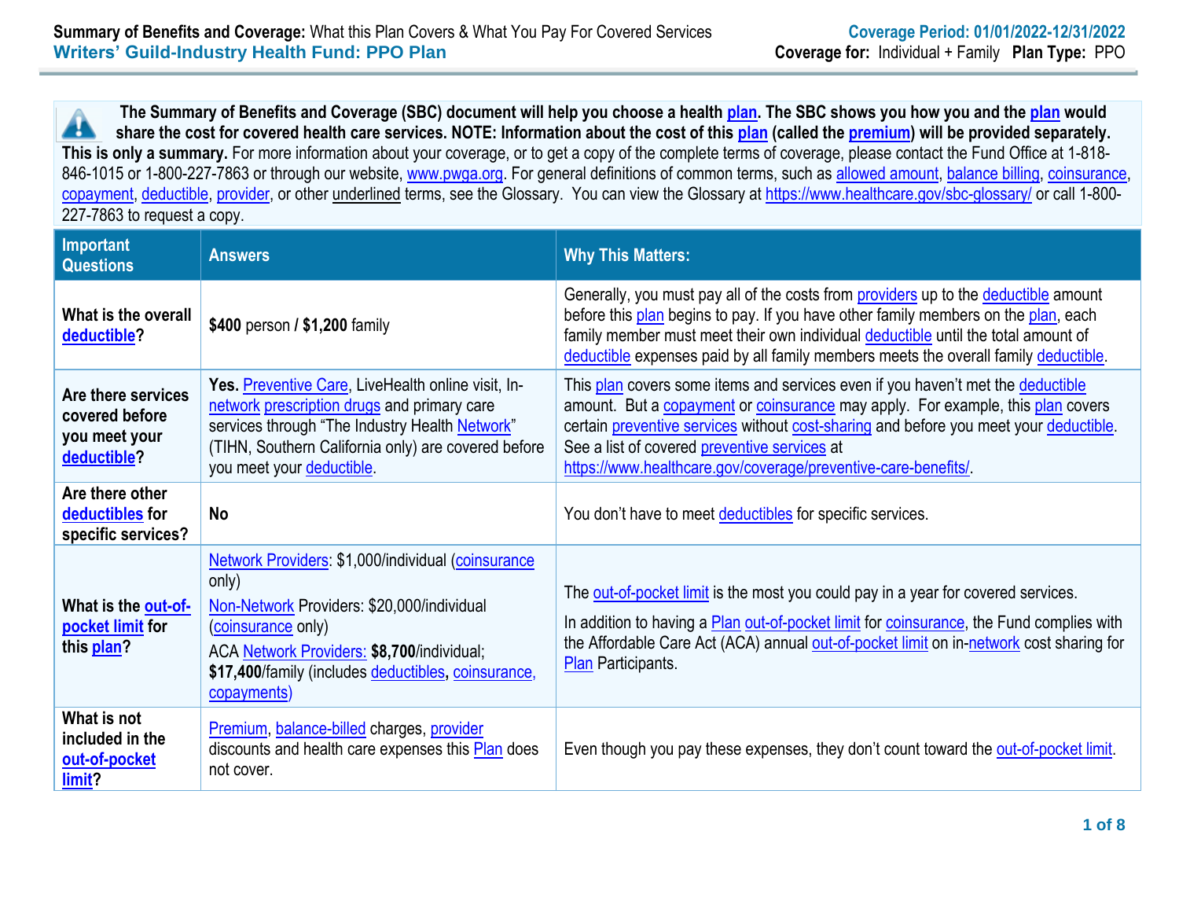**Summary of Benefits and Coverage:** What this Plan Covers & What You Pay For Covered Services
**Writers' Guild-Industry Health Fund: PPO Plan**

**Coverage Period: 01/01/2022-12/31/2022**
**Coverage for:** Individual + Family **Plan Type:** PPO

**The Summary of Benefits and Coverage (SBC) document will help you choose a health plan. The SBC shows you how you and the plan would share the cost for covered health care services. NOTE: Information about the cost of this plan (called the premium) will be provided separately. This is only a summary.** For more information about your coverage, or to get a copy of the complete terms of coverage, please contact the Fund Office at 1-818-846-1015 or 1-800-227-7863 or through our website, www.pwga.org. For general definitions of common terms, such as allowed amount, balance billing, coinsurance, copayment, deductible, provider, or other underlined terms, see the Glossary. You can view the Glossary at https://www.healthcare.gov/sbc-glossary/ or call 1-800-227-7863 to request a copy.

| Important Questions | Answers | Why This Matters: |
|---|---|---|
| **What is the overall deductible?** | **$400** person / **$1,200** family | Generally, you must pay all of the costs from providers up to the deductible amount before this plan begins to pay. If you have other family members on the plan, each family member must meet their own individual deductible until the total amount of deductible expenses paid by all family members meets the overall family deductible. |
| **Are there services covered before you meet your deductible?** | **Yes.** Preventive Care, LiveHealth online visit, In-network prescription drugs and primary care services through "The Industry Health Network" (TIHN, Southern California only) are covered before you meet your deductible. | This plan covers some items and services even if you haven't met the deductible amount. But a copayment or coinsurance may apply. For example, this plan covers certain preventive services without cost-sharing and before you meet your deductible. See a list of covered preventive services at https://www.healthcare.gov/coverage/preventive-care-benefits/. |
| **Are there other deductibles for specific services?** | **No** | You don't have to meet deductibles for specific services. |
| **What is the out-of-pocket limit for this plan?** | Network Providers: $1,000/individual (coinsurance only)<br>Non-Network Providers: $20,000/individual (coinsurance only)<br>ACA Network Providers: **$8,700**/individual; **$17,400**/family (includes deductibles**,** coinsurance, copayments) | The out-of-pocket limit is the most you could pay in a year for covered services.<br>In addition to having a Plan out-of-pocket limit for coinsurance, the Fund complies with the Affordable Care Act (ACA) annual out-of-pocket limit on in-network cost sharing for Plan Participants. |
| **What is not included in the out-of-pocket limit?** | Premium, balance-billed charges, provider discounts and health care expenses this Plan does not cover. | Even though you pay these expenses, they don't count toward the out-of-pocket limit. |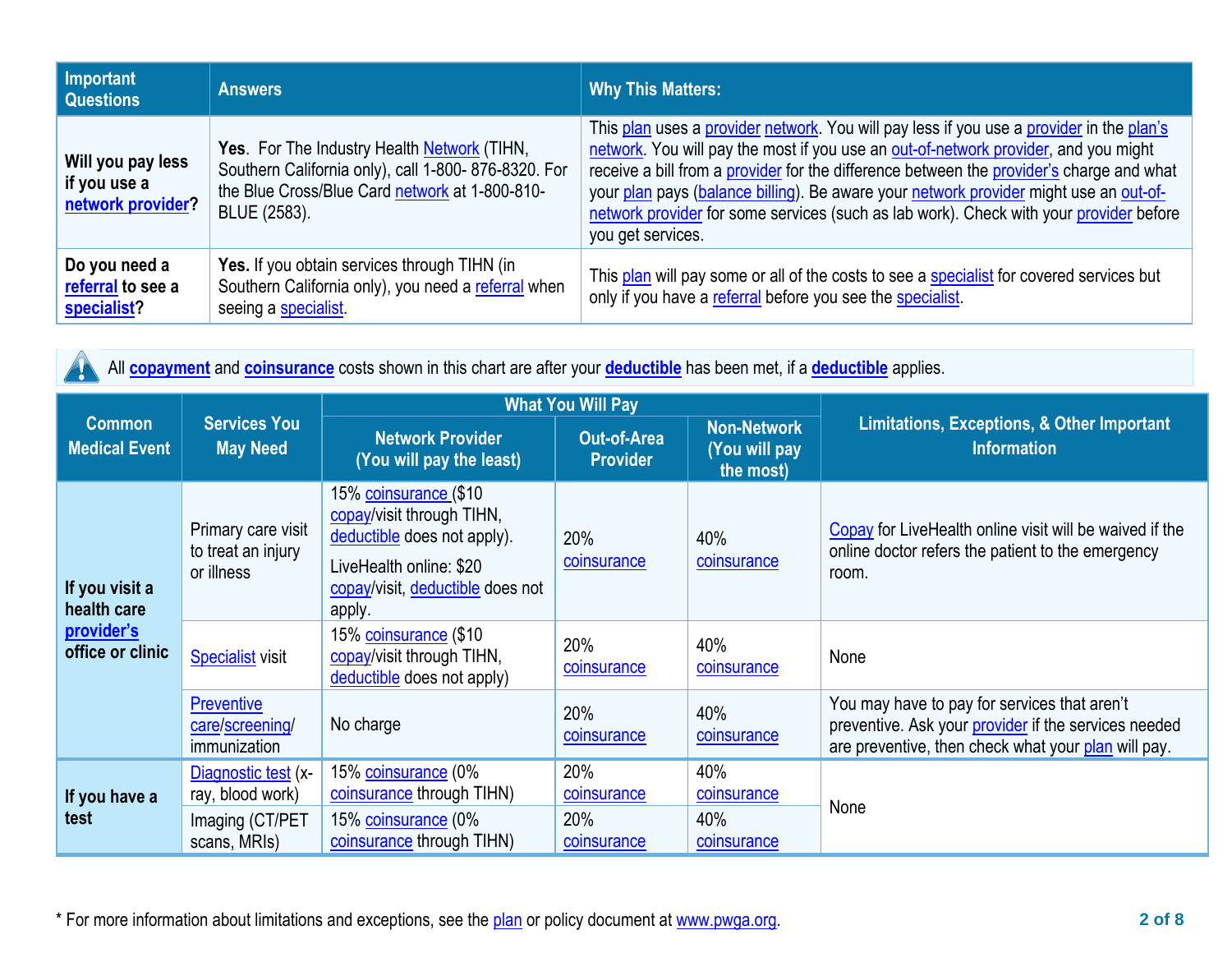| Important Questions | Answers | Why This Matters: |
|---|---|---|
| **Will you pay less if you use a network provider?** | **Yes**. For The Industry Health Network (TIHN, Southern California only), call 1-800- 876-8320. For the Blue Cross/Blue Card network at 1-800-810-BLUE (2583). | This plan uses a provider network. You will pay less if you use a provider in the plan's network. You will pay the most if you use an out-of-network provider, and you might receive a bill from a provider for the difference between the provider's charge and what your plan pays (balance billing). Be aware your network provider might use an out-of-network provider for some services (such as lab work). Check with your provider before you get services. |
| **Do you need a referral to see a specialist?** | **Yes.** If you obtain services through TIHN (in Southern California only), you need a referral when seeing a specialist. | This plan will pay some or all of the costs to see a specialist for covered services but only if you have a referral before you see the specialist. |

All **copayment** and **coinsurance** costs shown in this chart are after your **deductible** has been met, if a **deductible** applies.

| Common Medical Event | Services You May Need | What You Will Pay | | | Limitations, Exceptions, & Other Important Information |
|---|---|---|---|---|---|
| | | Network Provider (You will pay the least) | Out-of-Area Provider | Non-Network (You will pay the most) | |
| **If you visit a health care provider's office or clinic** | Primary care visit to treat an injury or illness | 15% coinsurance ($10 copay/visit through TIHN, deductible does not apply).<br>LiveHealth online: $20 copay/visit, deductible does not apply. | 20% coinsurance | 40% coinsurance | Copay for LiveHealth online visit will be waived if the online doctor refers the patient to the emergency room. |
| | Specialist visit | 15% coinsurance ($10 copay/visit through TIHN, deductible does not apply) | 20% coinsurance | 40% coinsurance | None |
| | Preventive care/screening/immunization | No charge | 20% coinsurance | 40% coinsurance | You may have to pay for services that aren't preventive. Ask your provider if the services needed are preventive, then check what your plan will pay. |
| **If you have a test** | Diagnostic test (x-ray, blood work) | 15% coinsurance (0% coinsurance through TIHN) | 20% coinsurance | 40% coinsurance | None |
| | Imaging (CT/PET scans, MRIs) | 15% coinsurance (0% coinsurance through TIHN) | 20% coinsurance | 40% coinsurance | |

* For more information about limitations and exceptions, see the plan or policy document at www.pwga.org.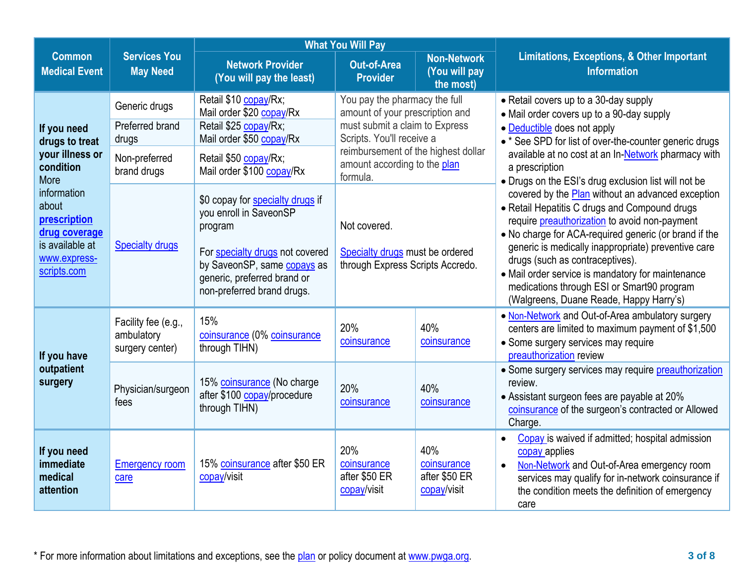| Common Medical Event | Services You May Need | What You Will Pay | | | Limitations, Exceptions, & Other Important Information |
|---|---|---|---|---|---|
| | | Network Provider (You will pay the least) | Out-of-Area Provider | Non-Network (You will pay the most) | |
| **If you need drugs to treat your illness or condition** More information about **prescription drug coverage** is available at www.express-scripts.com | Generic drugs | Retail $10 copay/Rx; Mail order $20 copay/Rx | You pay the pharmacy the full amount of your prescription and must submit a claim to Express Scripts. You'll receive a reimbursement of the highest dollar amount according to the plan formula. | | • Retail covers up to a 30-day supply<br>• Mail order covers up to a 90-day supply<br>• Deductible does not apply<br>• * See SPD for list of over-the-counter generic drugs available at no cost at an In-Network pharmacy with a prescription<br>• Drugs on the ESI's drug exclusion list will not be covered by the Plan without an advanced exception<br>• Retail Hepatitis C drugs and Compound drugs require preauthorization to avoid non-payment<br>• No charge for ACA-required generic (or brand if the generic is medically inappropriate) preventive care drugs (such as contraceptives).<br>• Mail order service is mandatory for maintenance medications through ESI or Smart90 program (Walgreens, Duane Reade, Happy Harry's) |
| | Preferred brand drugs | Retail $25 copay/Rx; Mail order $50 copay/Rx | | | |
| | Non-preferred brand drugs | Retail $50 copay/Rx; Mail order $100 copay/Rx | | | |
| | Specialty drugs | $0 copay for specialty drugs if you enroll in SaveonSP program<br><br>For specialty drugs not covered by SaveonSP, same copays as generic, preferred brand or non-preferred brand drugs. | Not covered.<br><br>Specialty drugs must be ordered through Express Scripts Accredo. | | |
| **If you have outpatient surgery** | Facility fee (e.g., ambulatory surgery center) | 15% coinsurance (0% coinsurance through TIHN) | 20% coinsurance | 40% coinsurance | • Non-Network and Out-of-Area ambulatory surgery centers are limited to maximum payment of $1,500<br>• Some surgery services may require preauthorization review |
| | Physician/surgeon fees | 15% coinsurance (No charge after $100 copay/procedure through TIHN) | 20% coinsurance | 40% coinsurance | • Some surgery services may require preauthorization review.<br>• Assistant surgeon fees are payable at 20% coinsurance of the surgeon's contracted or Allowed Charge. |
| **If you need immediate medical attention** | Emergency room care | 15% coinsurance after $50 ER copay/visit | 20% coinsurance after $50 ER copay/visit | 40% coinsurance after $50 ER copay/visit | • Copay is waived if admitted; hospital admission copay applies<br>• Non-Network and Out-of-Area emergency room services may qualify for in-network coinsurance if the condition meets the definition of emergency care |

* For more information about limitations and exceptions, see the plan or policy document at www.pwga.org.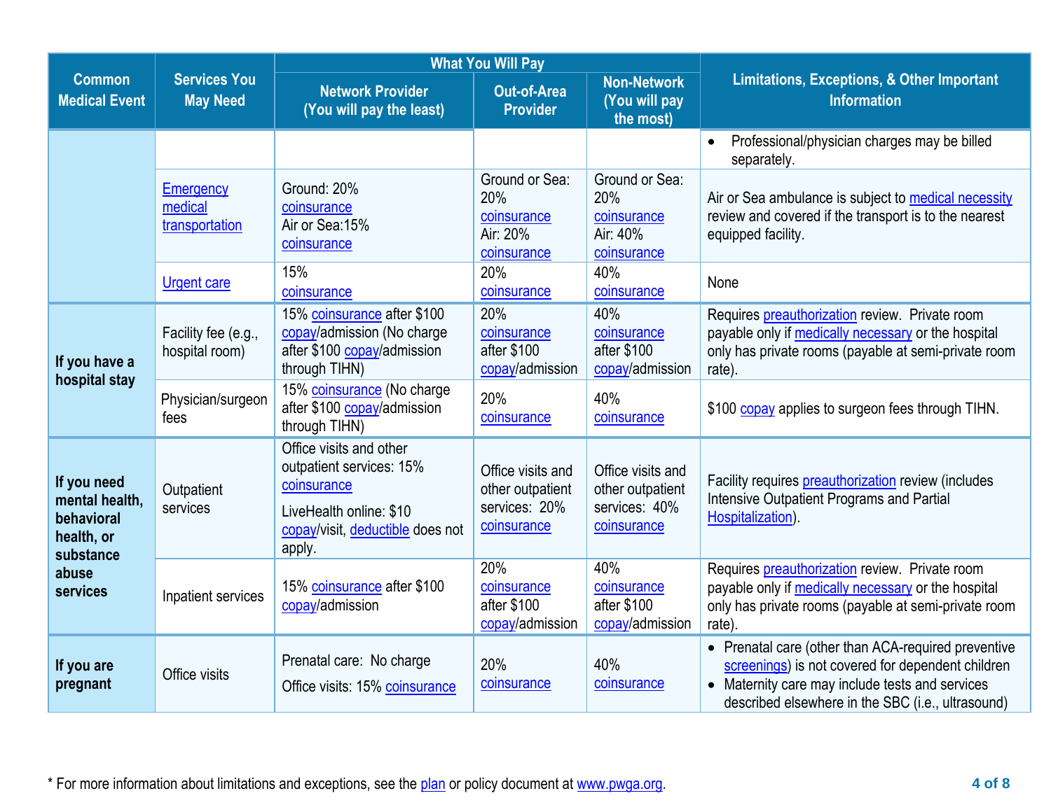| Common Medical Event | Services You May Need | What You Will Pay | | | Limitations, Exceptions, & Other Important Information |
|---|---|---|---|---|---|
| | | Network Provider (You will pay the least) | Out-of-Area Provider | Non-Network (You will pay the most) | |
| | | | | | • Professional/physician charges may be billed separately. |
| | Emergency medical transportation | Ground: 20% coinsurance Air or Sea:15% coinsurance | Ground or Sea: 20% coinsurance Air: 20% coinsurance | Ground or Sea: 20% coinsurance Air: 40% coinsurance | Air or Sea ambulance is subject to medical necessity review and covered if the transport is to the nearest equipped facility. |
| | Urgent care | 15% coinsurance | 20% coinsurance | 40% coinsurance | None |
| **If you have a hospital stay** | Facility fee (e.g., hospital room) | 15% coinsurance after $100 copay/admission (No charge after $100 copay/admission through TIHN) | 20% coinsurance after $100 copay/admission | 40% coinsurance after $100 copay/admission | Requires preauthorization review. Private room payable only if medically necessary or the hospital only has private rooms (payable at semi-private room rate). |
| | Physician/surgeon fees | 15% coinsurance (No charge after $100 copay/admission through TIHN) | 20% coinsurance | 40% coinsurance | $100 copay applies to surgeon fees through TIHN. |
| **If you need mental health, behavioral health, or substance abuse services** | Outpatient services | Office visits and other outpatient services: 15% coinsurance<br>LiveHealth online: $10 copay/visit, deductible does not apply. | Office visits and other outpatient services: 20% coinsurance | Office visits and other outpatient services: 40% coinsurance | Facility requires preauthorization review (includes Intensive Outpatient Programs and Partial Hospitalization). |
| | Inpatient services | 15% coinsurance after $100 copay/admission | 20% coinsurance after $100 copay/admission | 40% coinsurance after $100 copay/admission | Requires preauthorization review. Private room payable only if medically necessary or the hospital only has private rooms (payable at semi-private room rate). |
| **If you are pregnant** | Office visits | Prenatal care: No charge<br>Office visits: 15% coinsurance | 20% coinsurance | 40% coinsurance | • Prenatal care (other than ACA-required preventive screenings) is not covered for dependent children<br>• Maternity care may include tests and services described elsewhere in the SBC (i.e., ultrasound) |

* For more information about limitations and exceptions, see the plan or policy document at www.pwga.org.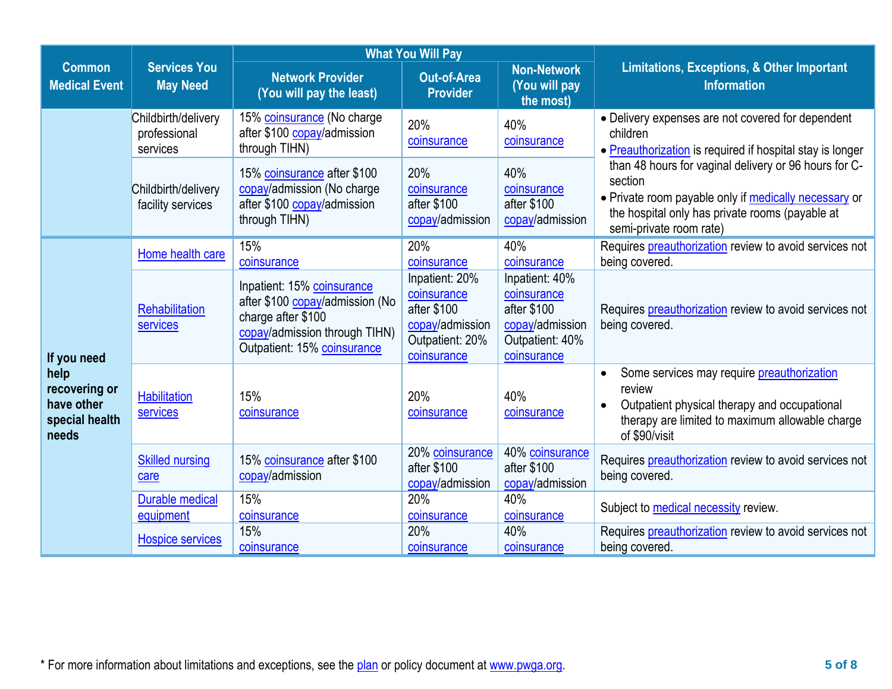| Common Medical Event | Services You May Need | What You Will Pay | | | Limitations, Exceptions, & Other Important Information |
|---|---|---|---|---|---|
| | | Network Provider (You will pay the least) | Out-of-Area Provider | Non-Network (You will pay the most) | |
| | Childbirth/delivery professional services | 15% coinsurance (No charge after $100 copay/admission through TIHN) | 20% coinsurance | 40% coinsurance | • Delivery expenses are not covered for dependent children<br>• Preauthorization is required if hospital stay is longer than 48 hours for vaginal delivery or 96 hours for C-section<br>• Private room payable only if medically necessary or the hospital only has private rooms (payable at semi-private room rate) |
| | Childbirth/delivery facility services | 15% coinsurance after $100 copay/admission (No charge after $100 copay/admission through TIHN) | 20% coinsurance after $100 copay/admission | 40% coinsurance after $100 copay/admission | |
| **If you need help recovering or have other special health needs** | Home health care | 15% coinsurance | 20% coinsurance | 40% coinsurance | Requires preauthorization review to avoid services not being covered. |
| | Rehabilitation services | Inpatient: 15% coinsurance after $100 copay/admission (No charge after $100 copay/admission through TIHN)<br>Outpatient: 15% coinsurance | Inpatient: 20% coinsurance after $100 copay/admission<br>Outpatient: 20% coinsurance | Inpatient: 40% coinsurance after $100 copay/admission<br>Outpatient: 40% coinsurance | Requires preauthorization review to avoid services not being covered. |
| | Habilitation services | 15% coinsurance | 20% coinsurance | 40% coinsurance | • Some services may require preauthorization review<br>• Outpatient physical therapy and occupational therapy are limited to maximum allowable charge of $90/visit |
| | Skilled nursing care | 15% coinsurance after $100 copay/admission | 20% coinsurance after $100 copay/admission | 40% coinsurance after $100 copay/admission | Requires preauthorization review to avoid services not being covered. |
| | Durable medical equipment | 15% coinsurance | 20% coinsurance | 40% coinsurance | Subject to medical necessity review. |
| | Hospice services | 15% coinsurance | 20% coinsurance | 40% coinsurance | Requires preauthorization review to avoid services not being covered. |

* For more information about limitations and exceptions, see the plan or policy document at www.pwga.org.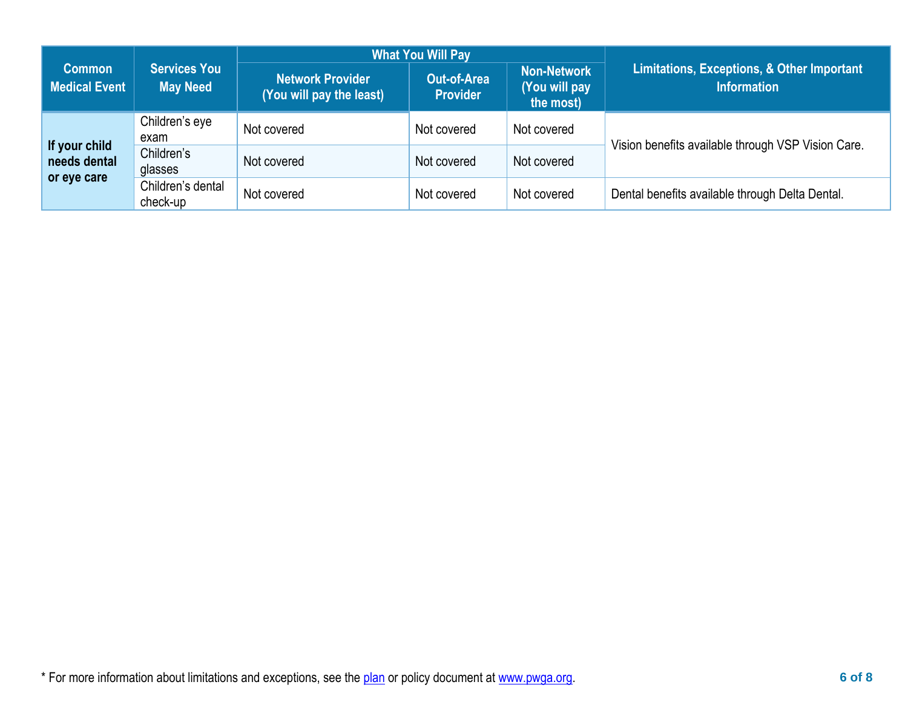| Common Medical Event | Services You May Need | What You Will Pay | | | Limitations, Exceptions, & Other Important Information |
|---|---|---|---|---|---|
| | | Network Provider (You will pay the least) | Out-of-Area Provider | Non-Network (You will pay the most) | |
| **If your child needs dental or eye care** | Children's eye exam | Not covered | Not covered | Not covered | Vision benefits available through VSP Vision Care. |
| | Children's glasses | Not covered | Not covered | Not covered | |
| | Children's dental check-up | Not covered | Not covered | Not covered | Dental benefits available through Delta Dental. |

* For more information about limitations and exceptions, see the plan or policy document at www.pwga.org.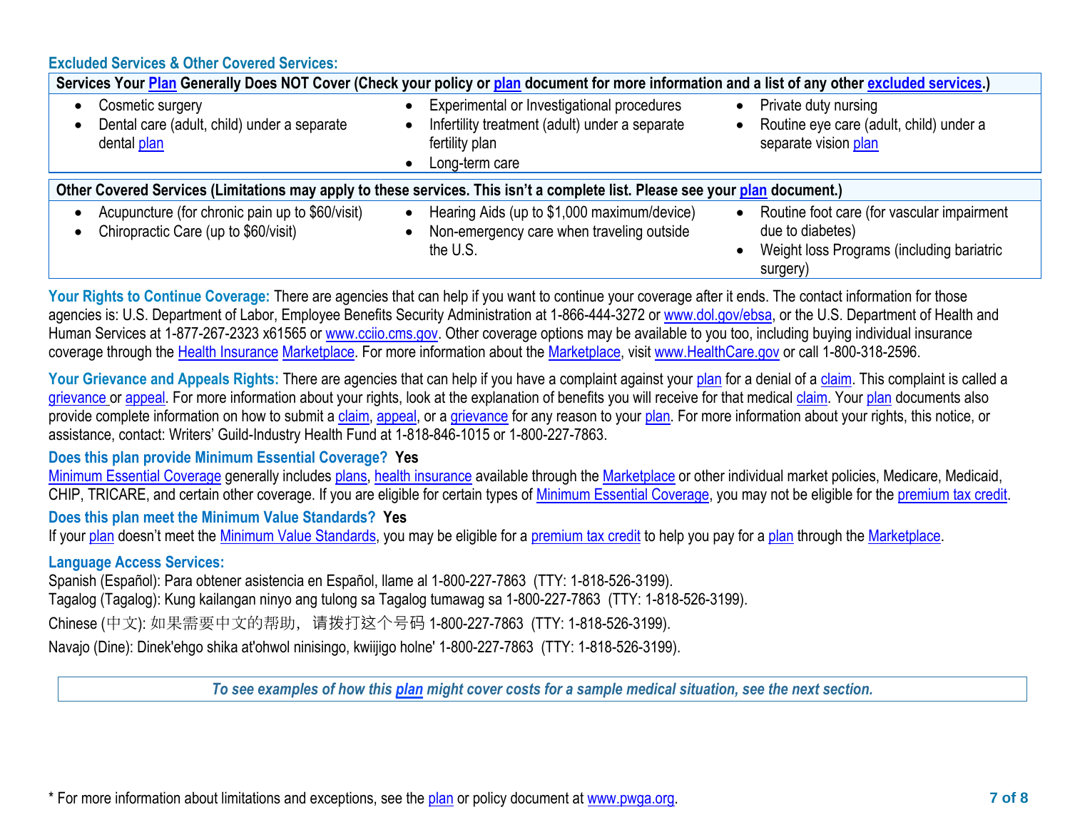### Excluded Services & Other Covered Services:

| Services Your Plan Generally Does NOT Cover (Check your policy or plan document for more information and a list of any other excluded services.) | | |
|---|---|---|
| • Cosmetic surgery<br>• Dental care (adult, child) under a separate dental plan | • Experimental or Investigational procedures<br>• Infertility treatment (adult) under a separate fertility plan<br>• Long-term care | • Private duty nursing<br>• Routine eye care (adult, child) under a separate vision plan |

| Other Covered Services (Limitations may apply to these services. This isn't a complete list. Please see your plan document.) | | |
|---|---|---|
| • Acupuncture (for chronic pain up to $60/visit)<br>• Chiropractic Care (up to $60/visit) | • Hearing Aids (up to $1,000 maximum/device)<br>• Non-emergency care when traveling outside the U.S. | • Routine foot care (for vascular impairment due to diabetes)<br>• Weight loss Programs (including bariatric surgery) |

**Your Rights to Continue Coverage:** There are agencies that can help if you want to continue your coverage after it ends. The contact information for those agencies is: U.S. Department of Labor, Employee Benefits Security Administration at 1-866-444-3272 or www.dol.gov/ebsa, or the U.S. Department of Health and Human Services at 1-877-267-2323 x61565 or www.cciio.cms.gov. Other coverage options may be available to you too, including buying individual insurance coverage through the Health Insurance Marketplace. For more information about the Marketplace, visit www.HealthCare.gov or call 1-800-318-2596.

**Your Grievance and Appeals Rights:** There are agencies that can help if you have a complaint against your plan for a denial of a claim. This complaint is called a grievance or appeal. For more information about your rights, look at the explanation of benefits you will receive for that medical claim. Your plan documents also provide complete information on how to submit a claim, appeal, or a grievance for any reason to your plan. For more information about your rights, this notice, or assistance, contact: Writers' Guild-Industry Health Fund at 1-818-846-1015 or 1-800-227-7863.

**Does this plan provide Minimum Essential Coverage? Yes**

Minimum Essential Coverage generally includes plans, health insurance available through the Marketplace or other individual market policies, Medicare, Medicaid, CHIP, TRICARE, and certain other coverage. If you are eligible for certain types of Minimum Essential Coverage, you may not be eligible for the premium tax credit.

**Does this plan meet the Minimum Value Standards? Yes**

If your plan doesn't meet the Minimum Value Standards, you may be eligible for a premium tax credit to help you pay for a plan through the Marketplace.

**Language Access Services:**

Spanish (Español): Para obtener asistencia en Español, llame al 1-800-227-7863 (TTY: 1-818-526-3199).

Tagalog (Tagalog): Kung kailangan ninyo ang tulong sa Tagalog tumawag sa 1-800-227-7863 (TTY: 1-818-526-3199).

Chinese (中文): 如果需要中文的帮助，请拨打这个号码 1-800-227-7863 (TTY: 1-818-526-3199).

Navajo (Dine): Dinek'ehgo shika at'ohwol ninisingo, kwiijigo holne' 1-800-227-7863 (TTY: 1-818-526-3199).

*To see examples of how this plan might cover costs for a sample medical situation, see the next section.*

* For more information about limitations and exceptions, see the plan or policy document at www.pwga.org.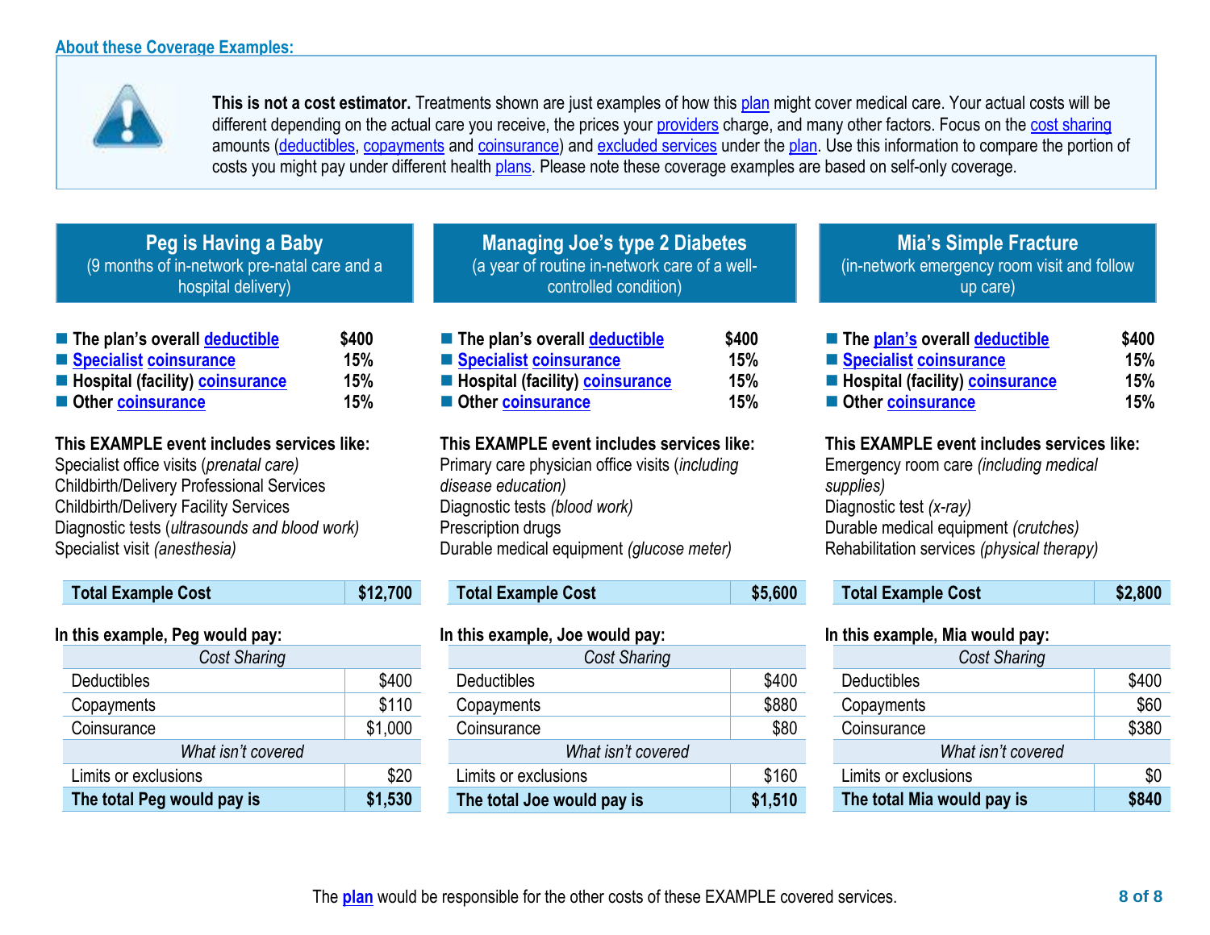**About these Coverage Examples:**

**This is not a cost estimator.** Treatments shown are just examples of how this plan might cover medical care. Your actual costs will be different depending on the actual care you receive, the prices your providers charge, and many other factors. Focus on the cost sharing amounts (deductibles, copayments and coinsurance) and excluded services under the plan. Use this information to compare the portion of costs you might pay under different health plans. Please note these coverage examples are based on self-only coverage.

## Peg is Having a Baby

(9 months of in-network pre-natal care and a hospital delivery)

| | |
|---|---|
| **The plan's overall deductible** | **$400** |
| **Specialist coinsurance** | **15%** |
| **Hospital (facility) coinsurance** | **15%** |
| **Other coinsurance** | **15%** |

**This EXAMPLE event includes services like:**

Specialist office visits (*prenatal care)*
Childbirth/Delivery Professional Services
Childbirth/Delivery Facility Services
Diagnostic tests (*ultrasounds and blood work)*
Specialist visit *(anesthesia)*

| **Total Example Cost** | **$12,700** |
|---|---|

**In this example, Peg would pay:**

| *Cost Sharing* | |
|---|---|
| Deductibles | $400 |
| Copayments | $110 |
| Coinsurance | $1,000 |
| *What isn't covered* | |
| Limits or exclusions | $20 |
| **The total Peg would pay is** | **$1,530** |

## Managing Joe's type 2 Diabetes

(a year of routine in-network care of a well-controlled condition)

| | |
|---|---|
| **The plan's overall deductible** | **$400** |
| **Specialist coinsurance** | **15%** |
| **Hospital (facility) coinsurance** | **15%** |
| **Other coinsurance** | **15%** |

**This EXAMPLE event includes services like:**

Primary care physician office visits (*including disease education)*
Diagnostic tests *(blood work)*
Prescription drugs
Durable medical equipment *(glucose meter)*

| **Total Example Cost** | **$5,600** |
|---|---|

**In this example, Joe would pay:**

| *Cost Sharing* | |
|---|---|
| Deductibles | $400 |
| Copayments | $880 |
| Coinsurance | $80 |
| *What isn't covered* | |
| Limits or exclusions | $160 |
| **The total Joe would pay is** | **$1,510** |

## Mia's Simple Fracture

(in-network emergency room visit and follow up care)

| | |
|---|---|
| **The plan's overall deductible** | **$400** |
| **Specialist coinsurance** | **15%** |
| **Hospital (facility) coinsurance** | **15%** |
| **Other coinsurance** | **15%** |

**This EXAMPLE event includes services like:**

Emergency room care *(including medical supplies)*
Diagnostic test *(x-ray)*
Durable medical equipment *(crutches)*
Rehabilitation services *(physical therapy)*

| **Total Example Cost** | **$2,800** |
|---|---|

**In this example, Mia would pay:**

| *Cost Sharing* | |
|---|---|
| Deductibles | $400 |
| Copayments | $60 |
| Coinsurance | $380 |
| *What isn't covered* | |
| Limits or exclusions | $0 |
| **The total Mia would pay is** | **$840** |

The **plan** would be responsible for the other costs of these EXAMPLE covered services.